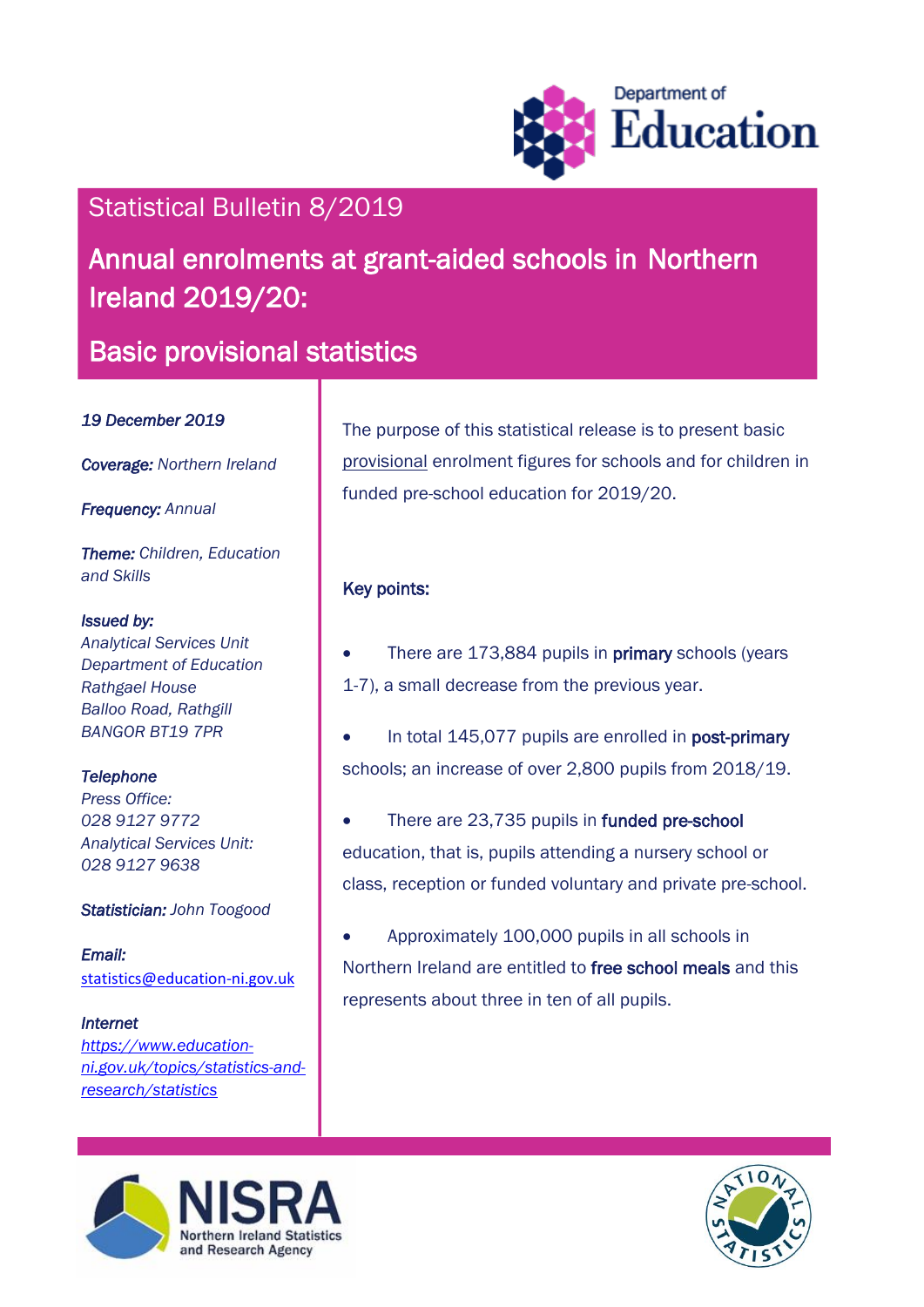Department of Education

# Statistical Bulletin 8/2019

## Annual enrolments at grant-aided schools in Northern Ireland 2019/20:

## Basic provisional statistics

*19 December 2019*

***Coverage:*** *Northern Ireland*

***Frequency:*** *Annual*

***Theme:*** *Children, Education and Skills*

***Issued by:***
*Analytical Services Unit*
*Department of Education*
*Rathgael House*
*Balloo Road, Rathgill*
*BANGOR BT19 7PR*

***Telephone***
*Press Office:*
*028 9127 9772*
*Analytical Services Unit:*
*028 9127 9638*

***Statistician:*** *John Toogood*

***Email:***
statistics@education-ni.gov.uk

***Internet***
*https://www.education-ni.gov.uk/topics/statistics-and-research/statistics*

The purpose of this statistical release is to present basic provisional enrolment figures for schools and for children in funded pre-school education for 2019/20.

**Key points:**

- There are 173,884 pupils in **primary** schools (years 1-7), a small decrease from the previous year.
- In total 145,077 pupils are enrolled in **post-primary** schools; an increase of over 2,800 pupils from 2018/19.
- There are 23,735 pupils in **funded pre-school** education, that is, pupils attending a nursery school or class, reception or funded voluntary and private pre-school.
- Approximately 100,000 pupils in all schools in Northern Ireland are entitled to **free school meals** and this represents about three in ten of all pupils.

NISRA Northern Ireland Statistics and Research Agency

National Statistics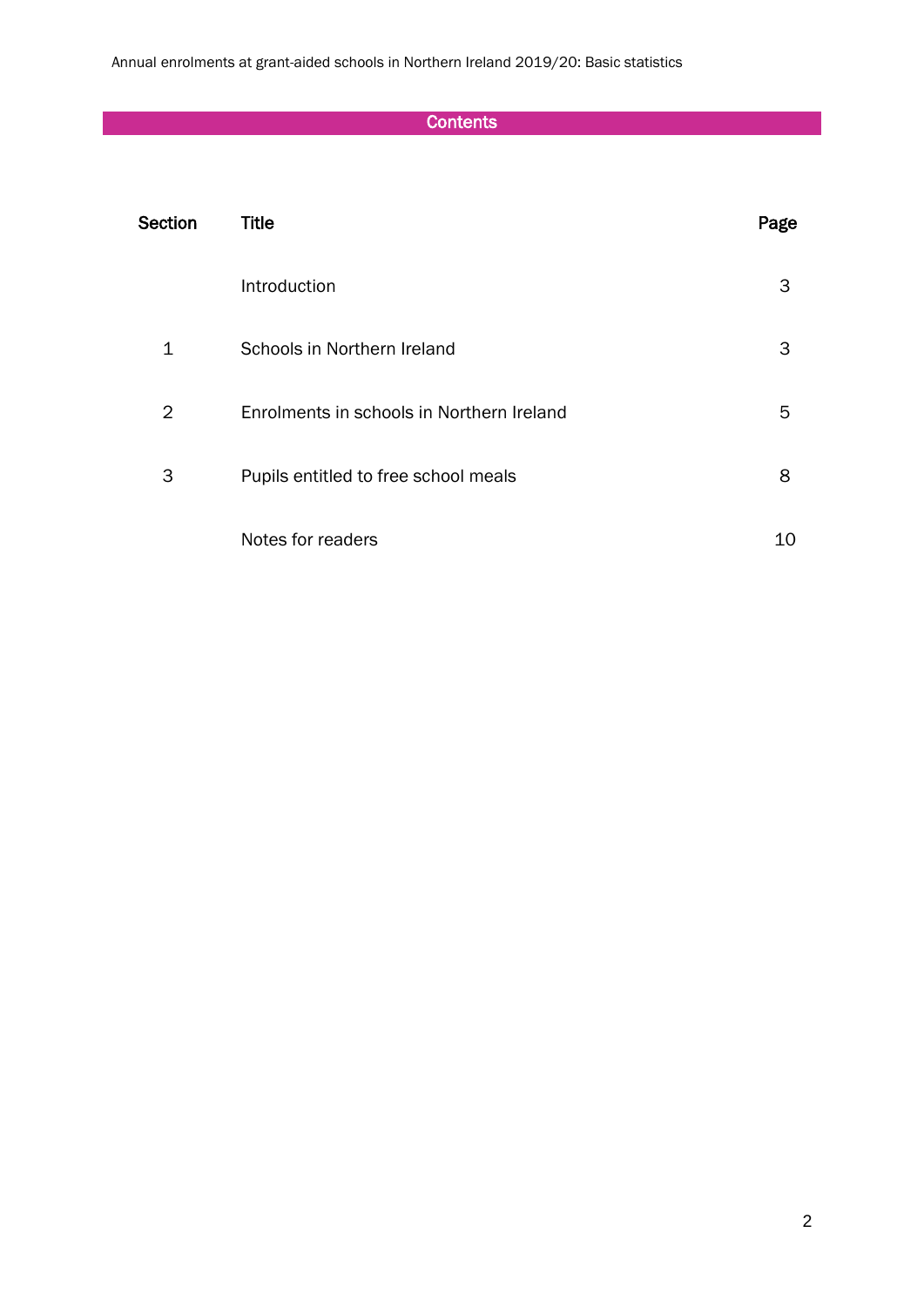## Contents

| Section | Title | Page |
|---|---|---|
| | Introduction | 3 |
| 1 | Schools in Northern Ireland | 3 |
| 2 | Enrolments in schools in Northern Ireland | 5 |
| 3 | Pupils entitled to free school meals | 8 |
| | Notes for readers | 10 |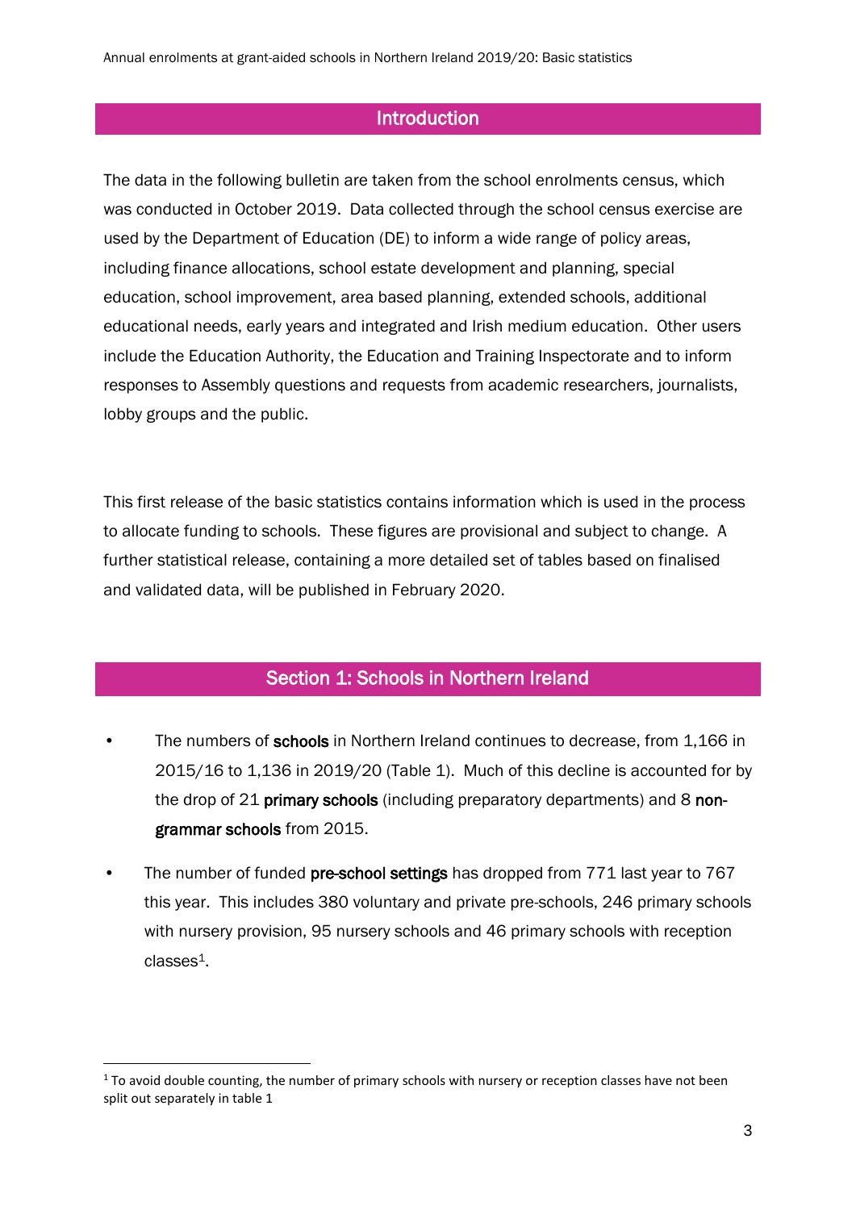## Introduction

The data in the following bulletin are taken from the school enrolments census, which was conducted in October 2019. Data collected through the school census exercise are used by the Department of Education (DE) to inform a wide range of policy areas, including finance allocations, school estate development and planning, special education, school improvement, area based planning, extended schools, additional educational needs, early years and integrated and Irish medium education. Other users include the Education Authority, the Education and Training Inspectorate and to inform responses to Assembly questions and requests from academic researchers, journalists, lobby groups and the public.

This first release of the basic statistics contains information which is used in the process to allocate funding to schools. These figures are provisional and subject to change. A further statistical release, containing a more detailed set of tables based on finalised and validated data, will be published in February 2020.

## Section 1: Schools in Northern Ireland

- The numbers of **schools** in Northern Ireland continues to decrease, from 1,166 in 2015/16 to 1,136 in 2019/20 (Table 1). Much of this decline is accounted for by the drop of 21 **primary schools** (including preparatory departments) and 8 **non-grammar schools** from 2015.
- The number of funded **pre-school settings** has dropped from 771 last year to 767 this year. This includes 380 voluntary and private pre-schools, 246 primary schools with nursery provision, 95 nursery schools and 46 primary schools with reception classes[1].

[1] To avoid double counting, the number of primary schools with nursery or reception classes have not been split out separately in table 1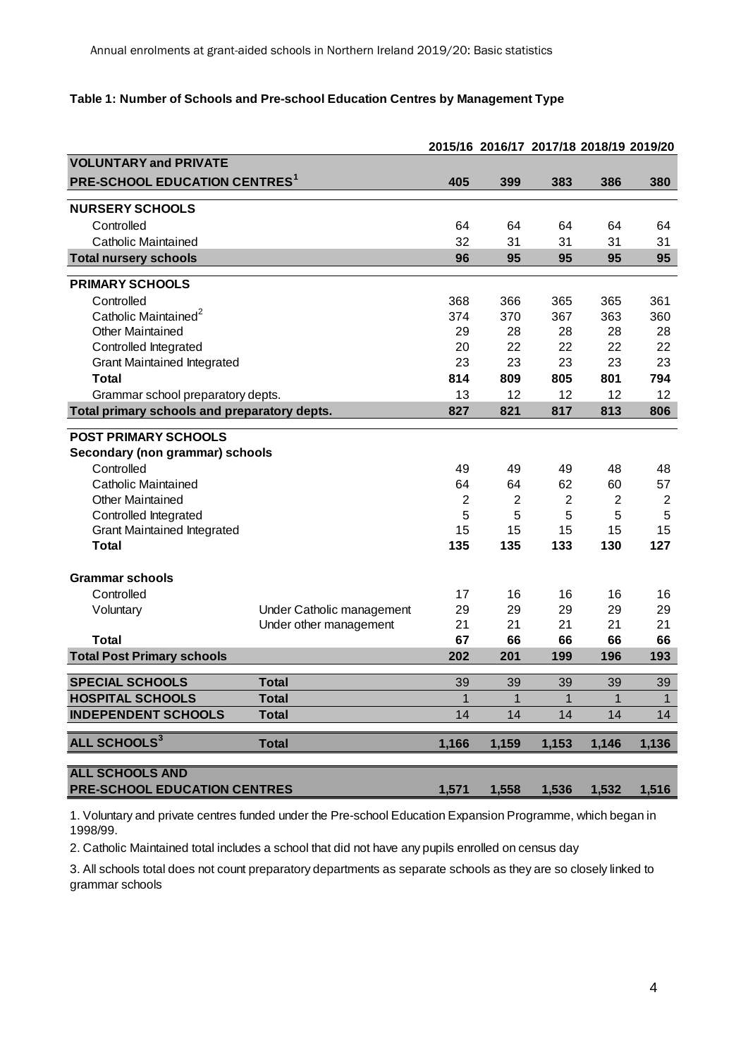**Table 1: Number of Schools and Pre-school Education Centres by Management Type**

| | | 2015/16 | 2016/17 | 2017/18 | 2018/19 | 2019/20 |
|---|---|---|---|---|---|---|
| **VOLUNTARY and PRIVATE PRE-SCHOOL EDUCATION CENTRES[1]** | | **405** | **399** | **383** | **386** | **380** |
| **NURSERY SCHOOLS** | | | | | | |
| Controlled | | 64 | 64 | 64 | 64 | 64 |
| Catholic Maintained | | 32 | 31 | 31 | 31 | 31 |
| **Total nursery schools** | | **96** | **95** | **95** | **95** | **95** |
| **PRIMARY SCHOOLS** | | | | | | |
| Controlled | | 368 | 366 | 365 | 365 | 361 |
| Catholic Maintained[2] | | 374 | 370 | 367 | 363 | 360 |
| Other Maintained | | 29 | 28 | 28 | 28 | 28 |
| Controlled Integrated | | 20 | 22 | 22 | 22 | 22 |
| Grant Maintained Integrated | | 23 | 23 | 23 | 23 | 23 |
| **Total** | | **814** | **809** | **805** | **801** | **794** |
| Grammar school preparatory depts. | | 13 | 12 | 12 | 12 | 12 |
| **Total primary schools and preparatory depts.** | | **827** | **821** | **817** | **813** | **806** |
| **POST PRIMARY SCHOOLS** | | | | | | |
| **Secondary (non grammar) schools** | | | | | | |
| Controlled | | 49 | 49 | 49 | 48 | 48 |
| Catholic Maintained | | 64 | 64 | 62 | 60 | 57 |
| Other Maintained | | 2 | 2 | 2 | 2 | 2 |
| Controlled Integrated | | 5 | 5 | 5 | 5 | 5 |
| Grant Maintained Integrated | | 15 | 15 | 15 | 15 | 15 |
| **Total** | | **135** | **135** | **133** | **130** | **127** |
| **Grammar schools** | | | | | | |
| Controlled | | 17 | 16 | 16 | 16 | 16 |
| Voluntary | Under Catholic management | 29 | 29 | 29 | 29 | 29 |
| | Under other management | 21 | 21 | 21 | 21 | 21 |
| **Total** | | **67** | **66** | **66** | **66** | **66** |
| **Total Post Primary schools** | | **202** | **201** | **199** | **196** | **193** |
| **SPECIAL SCHOOLS** | **Total** | 39 | 39 | 39 | 39 | 39 |
| **HOSPITAL SCHOOLS** | **Total** | 1 | 1 | 1 | 1 | 1 |
| **INDEPENDENT SCHOOLS** | **Total** | 14 | 14 | 14 | 14 | 14 |
| **ALL SCHOOLS[3]** | **Total** | **1,166** | **1,159** | **1,153** | **1,146** | **1,136** |
| **ALL SCHOOLS AND PRE-SCHOOL EDUCATION CENTRES** | | **1,571** | **1,558** | **1,536** | **1,532** | **1,516** |

1. Voluntary and private centres funded under the Pre-school Education Expansion Programme, which began in 1998/99.

2. Catholic Maintained total includes a school that did not have any pupils enrolled on census day

3. All schools total does not count preparatory departments as separate schools as they are so closely linked to grammar schools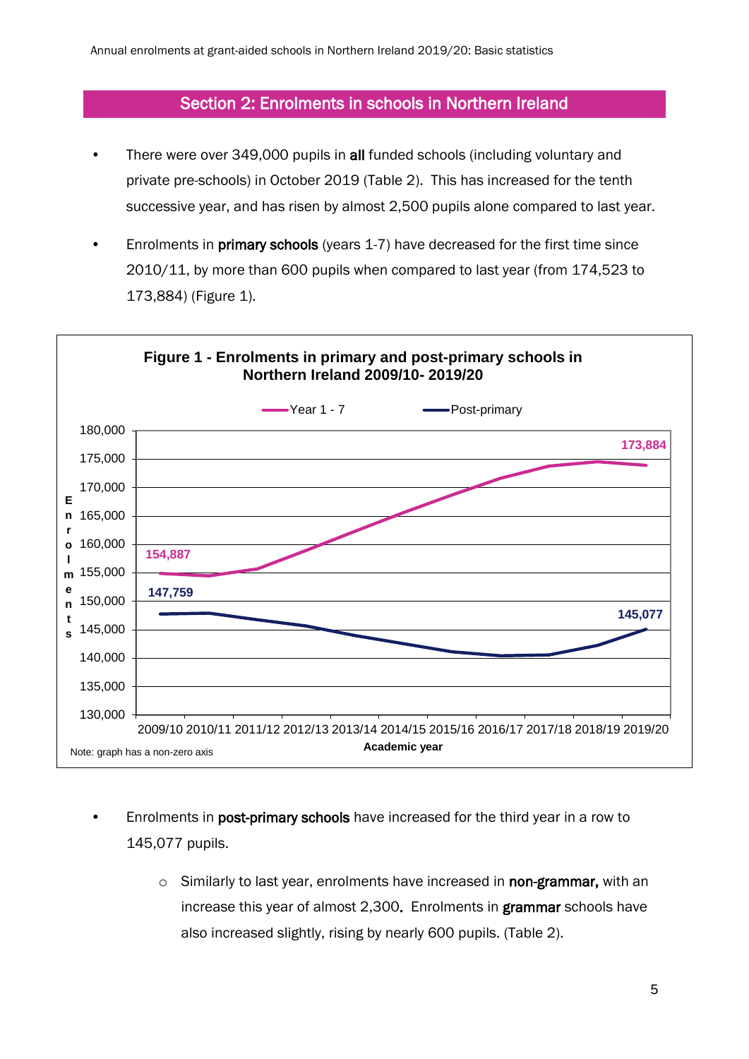## Section 2: Enrolments in schools in Northern Ireland

- There were over 349,000 pupils in **all** funded schools (including voluntary and private pre-schools) in October 2019 (Table 2). This has increased for the tenth successive year, and has risen by almost 2,500 pupils alone compared to last year.

- Enrolments in **primary schools** (years 1-7) have decreased for the first time since 2010/11, by more than 600 pupils when compared to last year (from 174,523 to 173,884) (Figure 1).

**Figure 1 - Enrolments in primary and post-primary schools in Northern Ireland 2009/10- 2019/20**

Note: graph has a non-zero axis

- Enrolments in **post-primary schools** have increased for the third year in a row to 145,077 pupils.
  - Similarly to last year, enrolments have increased in **non-grammar,** with an increase this year of almost 2,300. Enrolments in **grammar** schools have also increased slightly, rising by nearly 600 pupils. (Table 2).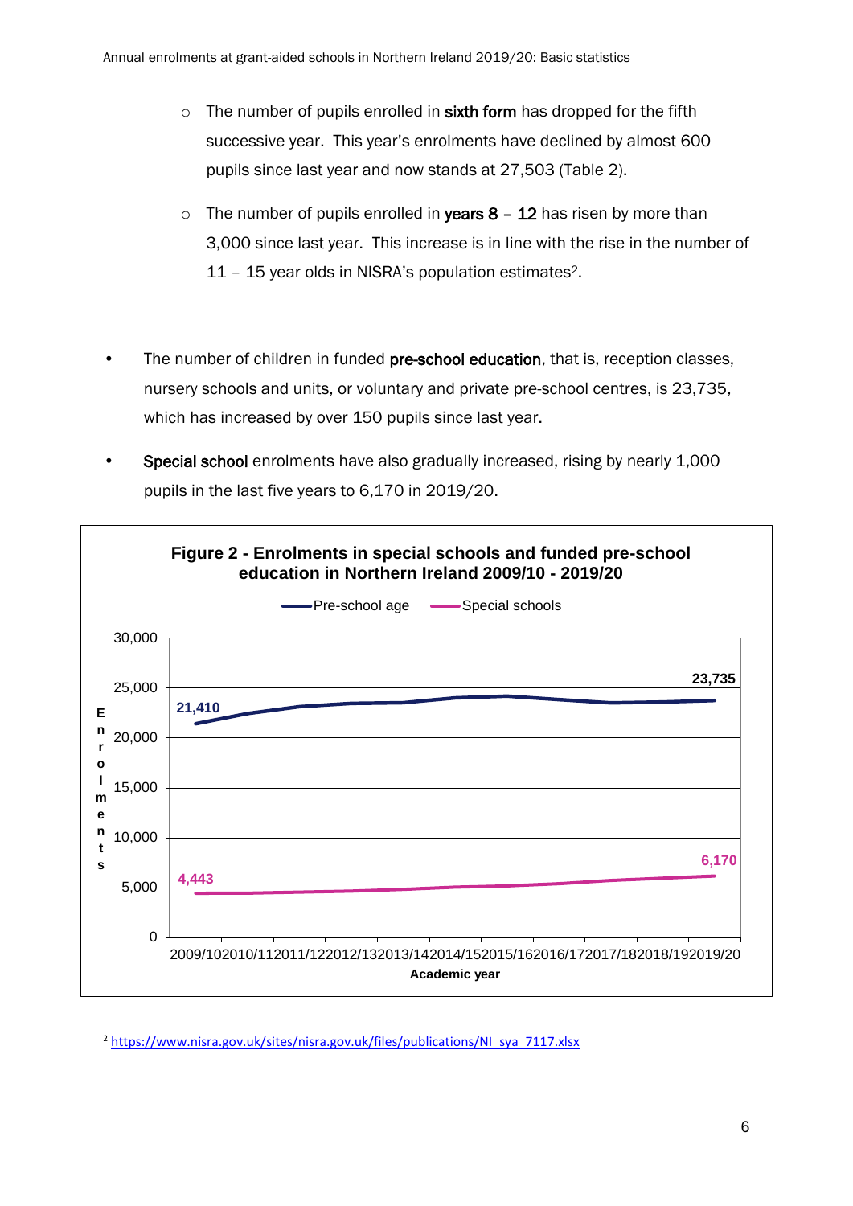- The number of pupils enrolled in **sixth form** has dropped for the fifth successive year. This year's enrolments have declined by almost 600 pupils since last year and now stands at 27,503 (Table 2).

- The number of pupils enrolled in **years 8 – 12** has risen by more than 3,000 since last year. This increase is in line with the rise in the number of 11 – 15 year olds in NISRA's population estimates[2].

- The number of children in funded **pre-school education**, that is, reception classes, nursery schools and units, or voluntary and private pre-school centres, is 23,735, which has increased by over 150 pupils since last year.

- **Special school** enrolments have also gradually increased, rising by nearly 1,000 pupils in the last five years to 6,170 in 2019/20.

**Figure 2 - Enrolments in special schools and funded pre-school education in Northern Ireland 2009/10 - 2019/20**

| Academic year | Pre-school age | Special schools |
|---|---|---|
| 2009/10 | 21,410 | 4,443 |
| 2019/20 | 23,735 | 6,170 |

[2] https://www.nisra.gov.uk/sites/nisra.gov.uk/files/publications/NI_sya_7117.xlsx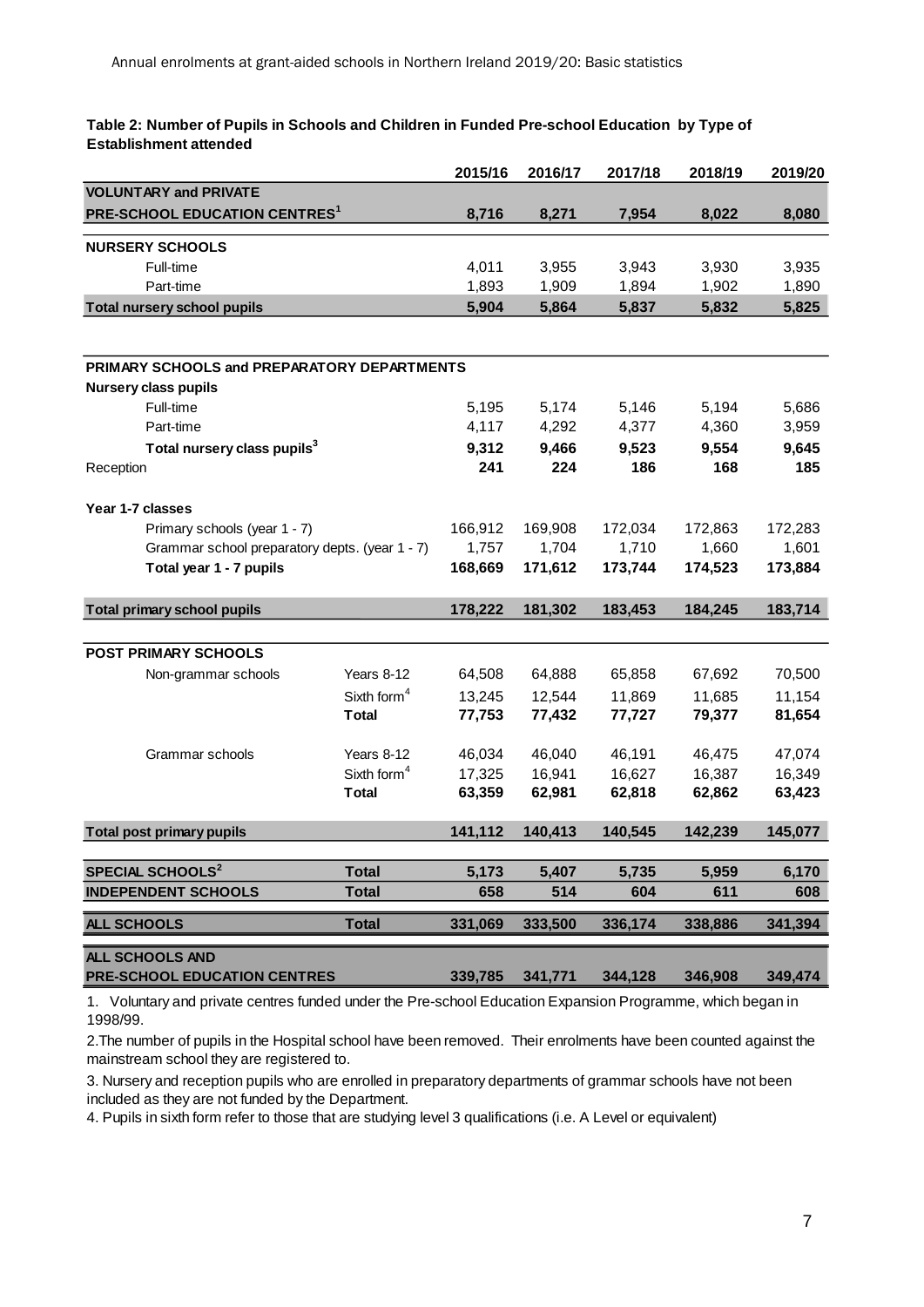**Table 2: Number of Pupils in Schools and Children in Funded Pre-school Education by Type of Establishment attended**

| | | 2015/16 | 2016/17 | 2017/18 | 2018/19 | 2019/20 |
|---|---|---|---|---|---|---|
| **VOLUNTARY and PRIVATE PRE-SCHOOL EDUCATION CENTRES[1]** | | **8,716** | **8,271** | **7,954** | **8,022** | **8,080** |
| **NURSERY SCHOOLS** | | | | | | |
| Full-time | | 4,011 | 3,955 | 3,943 | 3,930 | 3,935 |
| Part-time | | 1,893 | 1,909 | 1,894 | 1,902 | 1,890 |
| **Total nursery school pupils** | | **5,904** | **5,864** | **5,837** | **5,832** | **5,825** |
| **PRIMARY SCHOOLS and PREPARATORY DEPARTMENTS** | | | | | | |
| **Nursery class pupils** | | | | | | |
| Full-time | | 5,195 | 5,174 | 5,146 | 5,194 | 5,686 |
| Part-time | | 4,117 | 4,292 | 4,377 | 4,360 | 3,959 |
| **Total nursery class pupils[3]** | | **9,312** | **9,466** | **9,523** | **9,554** | **9,645** |
| Reception | | **241** | **224** | **186** | **168** | **185** |
| **Year 1-7 classes** | | | | | | |
| Primary schools (year 1 - 7) | | 166,912 | 169,908 | 172,034 | 172,863 | 172,283 |
| Grammar school preparatory depts. (year 1 - 7) | | 1,757 | 1,704 | 1,710 | 1,660 | 1,601 |
| **Total year 1 - 7 pupils** | | **168,669** | **171,612** | **173,744** | **174,523** | **173,884** |
| **Total primary school pupils** | | **178,222** | **181,302** | **183,453** | **184,245** | **183,714** |
| **POST PRIMARY SCHOOLS** | | | | | | |
| Non-grammar schools | Years 8-12 | 64,508 | 64,888 | 65,858 | 67,692 | 70,500 |
| | Sixth form[4] | 13,245 | 12,544 | 11,869 | 11,685 | 11,154 |
| | **Total** | **77,753** | **77,432** | **77,727** | **79,377** | **81,654** |
| Grammar schools | Years 8-12 | 46,034 | 46,040 | 46,191 | 46,475 | 47,074 |
| | Sixth form[4] | 17,325 | 16,941 | 16,627 | 16,387 | 16,349 |
| | **Total** | **63,359** | **62,981** | **62,818** | **62,862** | **63,423** |
| **Total post primary pupils** | | **141,112** | **140,413** | **140,545** | **142,239** | **145,077** |
| **SPECIAL SCHOOLS[2]** | **Total** | **5,173** | **5,407** | **5,735** | **5,959** | **6,170** |
| **INDEPENDENT SCHOOLS** | **Total** | **658** | **514** | **604** | **611** | **608** |
| **ALL SCHOOLS** | **Total** | **331,069** | **333,500** | **336,174** | **338,886** | **341,394** |
| **ALL SCHOOLS AND PRE-SCHOOL EDUCATION CENTRES** | | **339,785** | **341,771** | **344,128** | **346,908** | **349,474** |

1. Voluntary and private centres funded under the Pre-school Education Expansion Programme, which began in 1998/99.

2. The number of pupils in the Hospital school have been removed. Their enrolments have been counted against the mainstream school they are registered to.

3. Nursery and reception pupils who are enrolled in preparatory departments of grammar schools have not been included as they are not funded by the Department.

4. Pupils in sixth form refer to those that are studying level 3 qualifications (i.e. A Level or equivalent)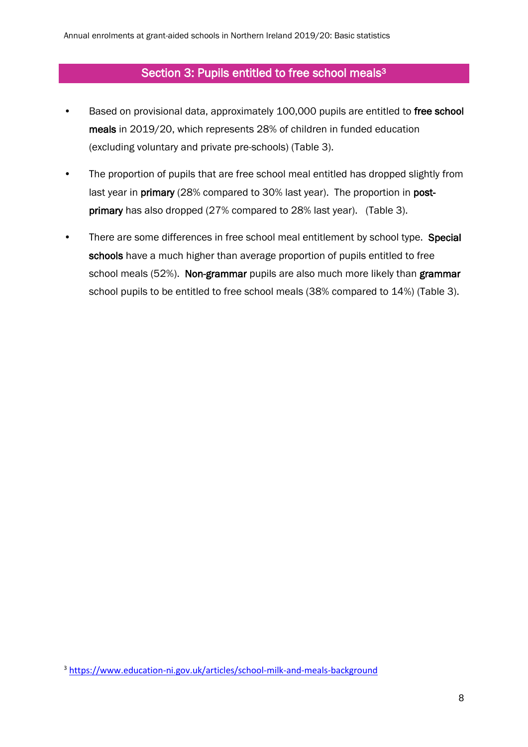## Section 3: Pupils entitled to free school meals[3]

- Based on provisional data, approximately 100,000 pupils are entitled to **free school meals** in 2019/20, which represents 28% of children in funded education (excluding voluntary and private pre-schools) (Table 3).
- The proportion of pupils that are free school meal entitled has dropped slightly from last year in **primary** (28% compared to 30% last year). The proportion in **post-primary** has also dropped (27% compared to 28% last year). (Table 3).
- There are some differences in free school meal entitlement by school type. **Special schools** have a much higher than average proportion of pupils entitled to free school meals (52%). **Non-grammar** pupils are also much more likely than **grammar** school pupils to be entitled to free school meals (38% compared to 14%) (Table 3).

[3] https://www.education-ni.gov.uk/articles/school-milk-and-meals-background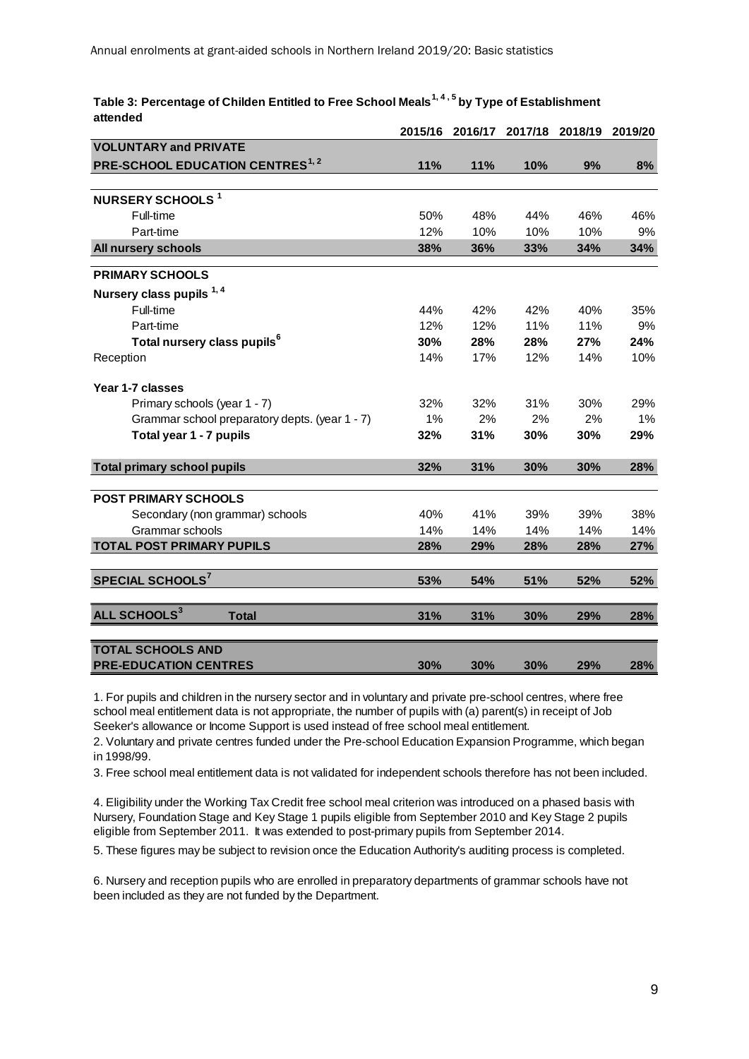**Table 3: Percentage of Childen Entitled to Free School Meals[1, 4, 5] by Type of Establishment attended**

| | 2015/16 | 2016/17 | 2017/18 | 2018/19 | 2019/20 |
|---|---|---|---|---|---|
| **VOLUNTARY and PRIVATE PRE-SCHOOL EDUCATION CENTRES[1, 2]** | **11%** | **11%** | **10%** | **9%** | **8%** |
| **NURSERY SCHOOLS [1]** | | | | | |
| Full-time | 50% | 48% | 44% | 46% | 46% |
| Part-time | 12% | 10% | 10% | 10% | 9% |
| **All nursery schools** | **38%** | **36%** | **33%** | **34%** | **34%** |
| **PRIMARY SCHOOLS** | | | | | |
| **Nursery class pupils [1, 4]** | | | | | |
| Full-time | 44% | 42% | 42% | 40% | 35% |
| Part-time | 12% | 12% | 11% | 11% | 9% |
| **Total nursery class pupils[6]** | **30%** | **28%** | **28%** | **27%** | **24%** |
| Reception | 14% | 17% | 12% | 14% | 10% |
| **Year 1-7 classes** | | | | | |
| Primary schools (year 1 - 7) | 32% | 32% | 31% | 30% | 29% |
| Grammar school preparatory depts. (year 1 - 7) | 1% | 2% | 2% | 2% | 1% |
| **Total year 1 - 7 pupils** | **32%** | **31%** | **30%** | **30%** | **29%** |
| **Total primary school pupils** | **32%** | **31%** | **30%** | **30%** | **28%** |
| **POST PRIMARY SCHOOLS** | | | | | |
| Secondary (non grammar) schools | 40% | 41% | 39% | 39% | 38% |
| Grammar schools | 14% | 14% | 14% | 14% | 14% |
| **TOTAL POST PRIMARY PUPILS** | **28%** | **29%** | **28%** | **28%** | **27%** |
| **SPECIAL SCHOOLS[7]** | **53%** | **54%** | **51%** | **52%** | **52%** |
| **ALL SCHOOLS[3] Total** | **31%** | **31%** | **30%** | **29%** | **28%** |
| **TOTAL SCHOOLS AND PRE-EDUCATION CENTRES** | **30%** | **30%** | **30%** | **29%** | **28%** |

1. For pupils and children in the nursery sector and in voluntary and private pre-school centres, where free school meal entitlement data is not appropriate, the number of pupils with (a) parent(s) in receipt of Job Seeker's allowance or Income Support is used instead of free school meal entitlement.

2. Voluntary and private centres funded under the Pre-school Education Expansion Programme, which began in 1998/99.

3. Free school meal entitlement data is not validated for independent schools therefore has not been included.

4. Eligibility under the Working Tax Credit free school meal criterion was introduced on a phased basis with Nursery, Foundation Stage and Key Stage 1 pupils eligible from September 2010 and Key Stage 2 pupils eligible from September 2011. It was extended to post-primary pupils from September 2014.

5. These figures may be subject to revision once the Education Authority's auditing process is completed.

6. Nursery and reception pupils who are enrolled in preparatory departments of grammar schools have not been included as they are not funded by the Department.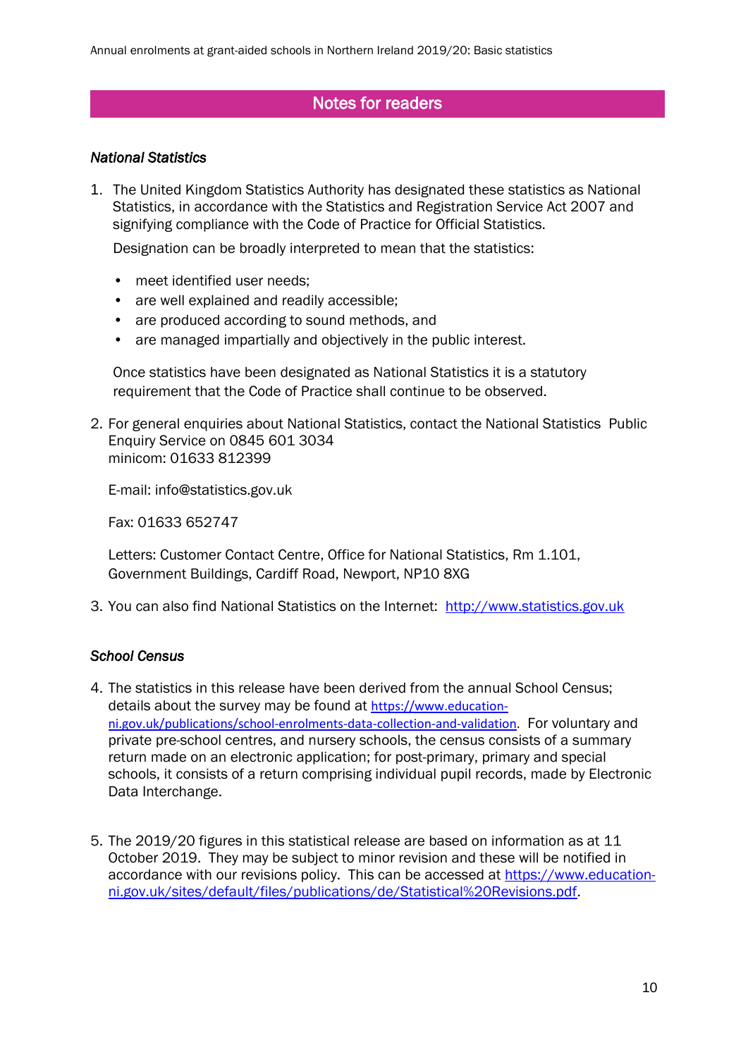## Notes for readers

### *National Statistics*

1. The United Kingdom Statistics Authority has designated these statistics as National Statistics, in accordance with the Statistics and Registration Service Act 2007 and signifying compliance with the Code of Practice for Official Statistics.

   Designation can be broadly interpreted to mean that the statistics:

   - meet identified user needs;
   - are well explained and readily accessible;
   - are produced according to sound methods, and
   - are managed impartially and objectively in the public interest.

   Once statistics have been designated as National Statistics it is a statutory requirement that the Code of Practice shall continue to be observed.

2. For general enquiries about National Statistics, contact the National Statistics Public Enquiry Service on 0845 601 3034
   minicom: 01633 812399

   E-mail: info@statistics.gov.uk

   Fax: 01633 652747

   Letters: Customer Contact Centre, Office for National Statistics, Rm 1.101, Government Buildings, Cardiff Road, Newport, NP10 8XG

3. You can also find National Statistics on the Internet: http://www.statistics.gov.uk

### *School Census*

4. The statistics in this release have been derived from the annual School Census; details about the survey may be found at https://www.education-ni.gov.uk/publications/school-enrolments-data-collection-and-validation. For voluntary and private pre-school centres, and nursery schools, the census consists of a summary return made on an electronic application; for post-primary, primary and special schools, it consists of a return comprising individual pupil records, made by Electronic Data Interchange.

5. The 2019/20 figures in this statistical release are based on information as at 11 October 2019. They may be subject to minor revision and these will be notified in accordance with our revisions policy. This can be accessed at https://www.education-ni.gov.uk/sites/default/files/publications/de/Statistical%20Revisions.pdf.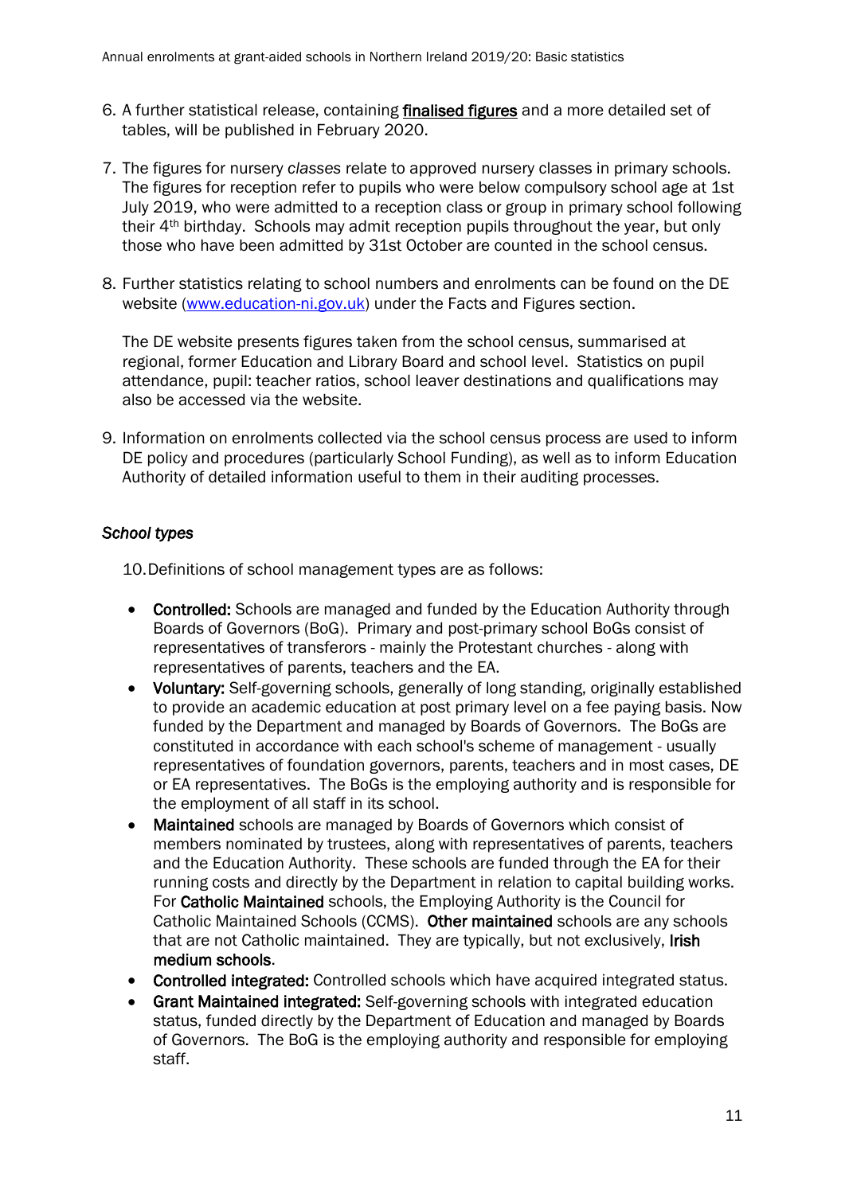6. A further statistical release, containing **finalised figures** and a more detailed set of tables, will be published in February 2020.

7. The figures for nursery *classes* relate to approved nursery classes in primary schools. The figures for reception refer to pupils who were below compulsory school age at 1st July 2019, who were admitted to a reception class or group in primary school following their 4th birthday. Schools may admit reception pupils throughout the year, but only those who have been admitted by 31st October are counted in the school census.

8. Further statistics relating to school numbers and enrolments can be found on the DE website ([www.education-ni.gov.uk](www.education-ni.gov.uk)) under the Facts and Figures section.

   The DE website presents figures taken from the school census, summarised at regional, former Education and Library Board and school level. Statistics on pupil attendance, pupil: teacher ratios, school leaver destinations and qualifications may also be accessed via the website.

9. Information on enrolments collected via the school census process are used to inform DE policy and procedures (particularly School Funding), as well as to inform Education Authority of detailed information useful to them in their auditing processes.

### *School types*

10. Definitions of school management types are as follows:

- **Controlled:** Schools are managed and funded by the Education Authority through Boards of Governors (BoG). Primary and post-primary school BoGs consist of representatives of transferors - mainly the Protestant churches - along with representatives of parents, teachers and the EA.
- **Voluntary:** Self-governing schools, generally of long standing, originally established to provide an academic education at post primary level on a fee paying basis. Now funded by the Department and managed by Boards of Governors. The BoGs are constituted in accordance with each school's scheme of management - usually representatives of foundation governors, parents, teachers and in most cases, DE or EA representatives. The BoGs is the employing authority and is responsible for the employment of all staff in its school.
- **Maintained** schools are managed by Boards of Governors which consist of members nominated by trustees, along with representatives of parents, teachers and the Education Authority. These schools are funded through the EA for their running costs and directly by the Department in relation to capital building works. For **Catholic Maintained** schools, the Employing Authority is the Council for Catholic Maintained Schools (CCMS). **Other maintained** schools are any schools that are not Catholic maintained. They are typically, but not exclusively, **Irish medium schools**.
- **Controlled integrated:** Controlled schools which have acquired integrated status.
- **Grant Maintained integrated:** Self-governing schools with integrated education status, funded directly by the Department of Education and managed by Boards of Governors. The BoG is the employing authority and responsible for employing staff.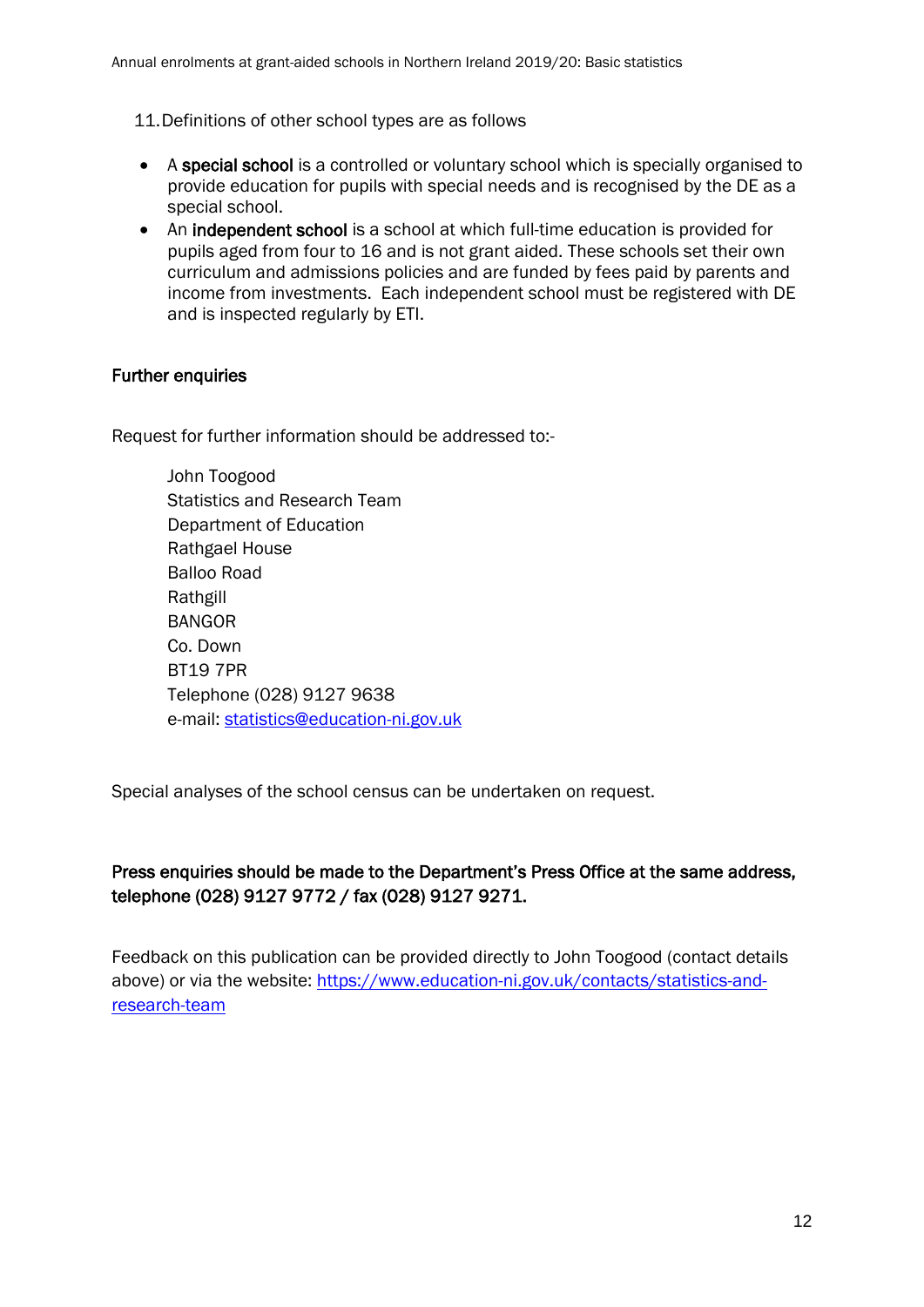11. Definitions of other school types are as follows

- A **special school** is a controlled or voluntary school which is specially organised to provide education for pupils with special needs and is recognised by the DE as a special school.
- An **independent school** is a school at which full-time education is provided for pupils aged from four to 16 and is not grant aided. These schools set their own curriculum and admissions policies and are funded by fees paid by parents and income from investments. Each independent school must be registered with DE and is inspected regularly by ETI.

## Further enquiries

Request for further information should be addressed to:-

John Toogood
Statistics and Research Team
Department of Education
Rathgael House
Balloo Road
Rathgill
BANGOR
Co. Down
BT19 7PR
Telephone (028) 9127 9638
e-mail: statistics@education-ni.gov.uk

Special analyses of the school census can be undertaken on request.

**Press enquiries should be made to the Department's Press Office at the same address, telephone (028) 9127 9772 / fax (028) 9127 9271.**

Feedback on this publication can be provided directly to John Toogood (contact details above) or via the website: https://www.education-ni.gov.uk/contacts/statistics-and-research-team